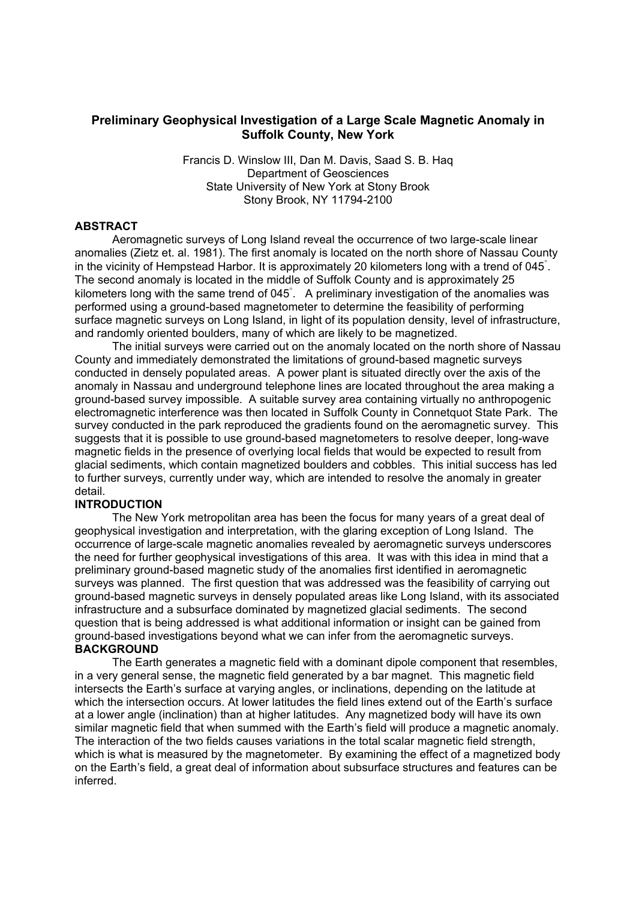# Preliminary Geophysical Investigation of a Large Scale Magnetic Anomaly in Suffolk County, New York

Francis D. Winslow III, Dan M. Davis, Saad S. B. Haq
Department of Geosciences
State University of New York at Stony Brook
Stony Brook, NY 11794-2100

## ABSTRACT

Aeromagnetic surveys of Long Island reveal the occurrence of two large-scale linear anomalies (Zietz et. al. 1981). The first anomaly is located on the north shore of Nassau County in the vicinity of Hempstead Harbor. It is approximately 20 kilometers long with a trend of 045°. The second anomaly is located in the middle of Suffolk County and is approximately 25 kilometers long with the same trend of 045°. A preliminary investigation of the anomalies was performed using a ground-based magnetometer to determine the feasibility of performing surface magnetic surveys on Long Island, in light of its population density, level of infrastructure, and randomly oriented boulders, many of which are likely to be magnetized.

The initial surveys were carried out on the anomaly located on the north shore of Nassau County and immediately demonstrated the limitations of ground-based magnetic surveys conducted in densely populated areas. A power plant is situated directly over the axis of the anomaly in Nassau and underground telephone lines are located throughout the area making a ground-based survey impossible. A suitable survey area containing virtually no anthropogenic electromagnetic interference was then located in Suffolk County in Connetquot State Park. The survey conducted in the park reproduced the gradients found on the aeromagnetic survey. This suggests that it is possible to use ground-based magnetometers to resolve deeper, long-wave magnetic fields in the presence of overlying local fields that would be expected to result from glacial sediments, which contain magnetized boulders and cobbles. This initial success has led to further surveys, currently under way, which are intended to resolve the anomaly in greater detail.

## INTRODUCTION

The New York metropolitan area has been the focus for many years of a great deal of geophysical investigation and interpretation, with the glaring exception of Long Island. The occurrence of large-scale magnetic anomalies revealed by aeromagnetic surveys underscores the need for further geophysical investigations of this area. It was with this idea in mind that a preliminary ground-based magnetic study of the anomalies first identified in aeromagnetic surveys was planned. The first question that was addressed was the feasibility of carrying out ground-based magnetic surveys in densely populated areas like Long Island, with its associated infrastructure and a subsurface dominated by magnetized glacial sediments. The second question that is being addressed is what additional information or insight can be gained from ground-based investigations beyond what we can infer from the aeromagnetic surveys.

## BACKGROUND

The Earth generates a magnetic field with a dominant dipole component that resembles, in a very general sense, the magnetic field generated by a bar magnet. This magnetic field intersects the Earth's surface at varying angles, or inclinations, depending on the latitude at which the intersection occurs. At lower latitudes the field lines extend out of the Earth's surface at a lower angle (inclination) than at higher latitudes. Any magnetized body will have its own similar magnetic field that when summed with the Earth's field will produce a magnetic anomaly. The interaction of the two fields causes variations in the total scalar magnetic field strength, which is what is measured by the magnetometer. By examining the effect of a magnetized body on the Earth's field, a great deal of information about subsurface structures and features can be inferred.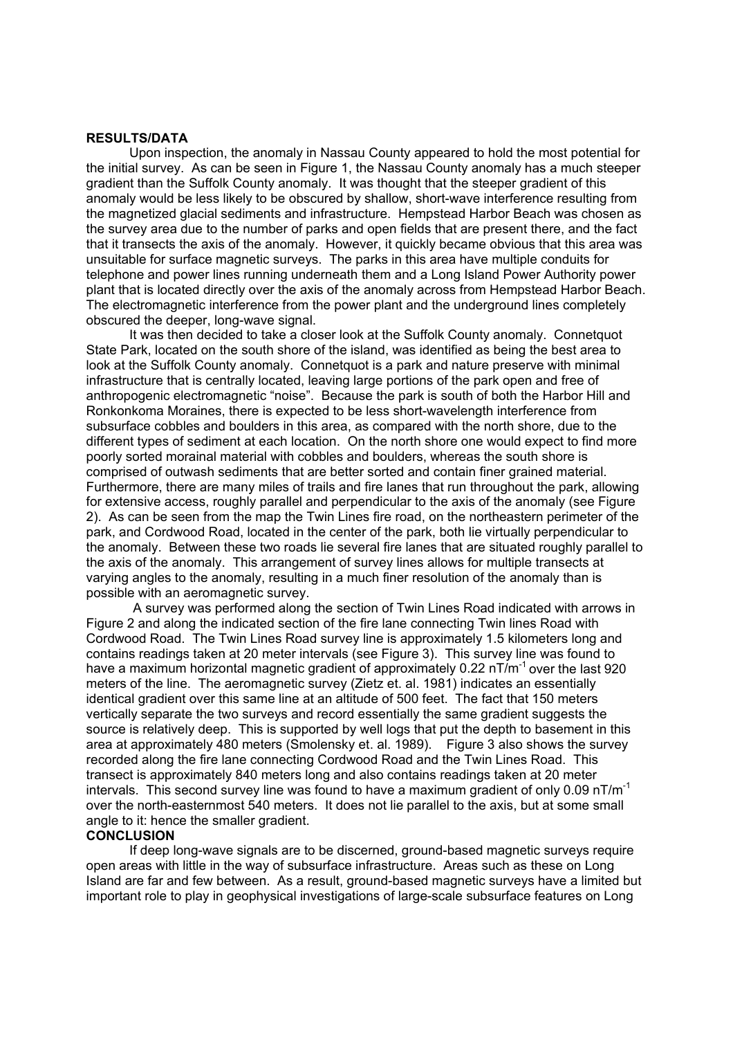## RESULTS/DATA

Upon inspection, the anomaly in Nassau County appeared to hold the most potential for the initial survey. As can be seen in Figure 1, the Nassau County anomaly has a much steeper gradient than the Suffolk County anomaly. It was thought that the steeper gradient of this anomaly would be less likely to be obscured by shallow, short-wave interference resulting from the magnetized glacial sediments and infrastructure. Hempstead Harbor Beach was chosen as the survey area due to the number of parks and open fields that are present there, and the fact that it transects the axis of the anomaly. However, it quickly became obvious that this area was unsuitable for surface magnetic surveys. The parks in this area have multiple conduits for telephone and power lines running underneath them and a Long Island Power Authority power plant that is located directly over the axis of the anomaly across from Hempstead Harbor Beach. The electromagnetic interference from the power plant and the underground lines completely obscured the deeper, long-wave signal.

It was then decided to take a closer look at the Suffolk County anomaly. Connetquot State Park, located on the south shore of the island, was identified as being the best area to look at the Suffolk County anomaly. Connetquot is a park and nature preserve with minimal infrastructure that is centrally located, leaving large portions of the park open and free of anthropogenic electromagnetic "noise". Because the park is south of both the Harbor Hill and Ronkonkoma Moraines, there is expected to be less short-wavelength interference from subsurface cobbles and boulders in this area, as compared with the north shore, due to the different types of sediment at each location. On the north shore one would expect to find more poorly sorted morainal material with cobbles and boulders, whereas the south shore is comprised of outwash sediments that are better sorted and contain finer grained material. Furthermore, there are many miles of trails and fire lanes that run throughout the park, allowing for extensive access, roughly parallel and perpendicular to the axis of the anomaly (see Figure 2). As can be seen from the map the Twin Lines fire road, on the northeastern perimeter of the park, and Cordwood Road, located in the center of the park, both lie virtually perpendicular to the anomaly. Between these two roads lie several fire lanes that are situated roughly parallel to the axis of the anomaly. This arrangement of survey lines allows for multiple transects at varying angles to the anomaly, resulting in a much finer resolution of the anomaly than is possible with an aeromagnetic survey.

A survey was performed along the section of Twin Lines Road indicated with arrows in Figure 2 and along the indicated section of the fire lane connecting Twin lines Road with Cordwood Road. The Twin Lines Road survey line is approximately 1.5 kilometers long and contains readings taken at 20 meter intervals (see Figure 3). This survey line was found to have a maximum horizontal magnetic gradient of approximately 0.22 $nT/m^{-1}$ over the last 920 meters of the line. The aeromagnetic survey (Zietz et. al. 1981) indicates an essentially identical gradient over this same line at an altitude of 500 feet. The fact that 150 meters vertically separate the two surveys and record essentially the same gradient suggests the source is relatively deep. This is supported by well logs that put the depth to basement in this area at approximately 480 meters (Smolensky et. al. 1989). Figure 3 also shows the survey recorded along the fire lane connecting Cordwood Road and the Twin Lines Road. This transect is approximately 840 meters long and also contains readings taken at 20 meter intervals. This second survey line was found to have a maximum gradient of only 0.09 $nT/m^{-1}$ over the north-easternmost 540 meters. It does not lie parallel to the axis, but at some small angle to it: hence the smaller gradient.

## CONCLUSION

If deep long-wave signals are to be discerned, ground-based magnetic surveys require open areas with little in the way of subsurface infrastructure. Areas such as these on Long Island are far and few between. As a result, ground-based magnetic surveys have a limited but important role to play in geophysical investigations of large-scale subsurface features on Long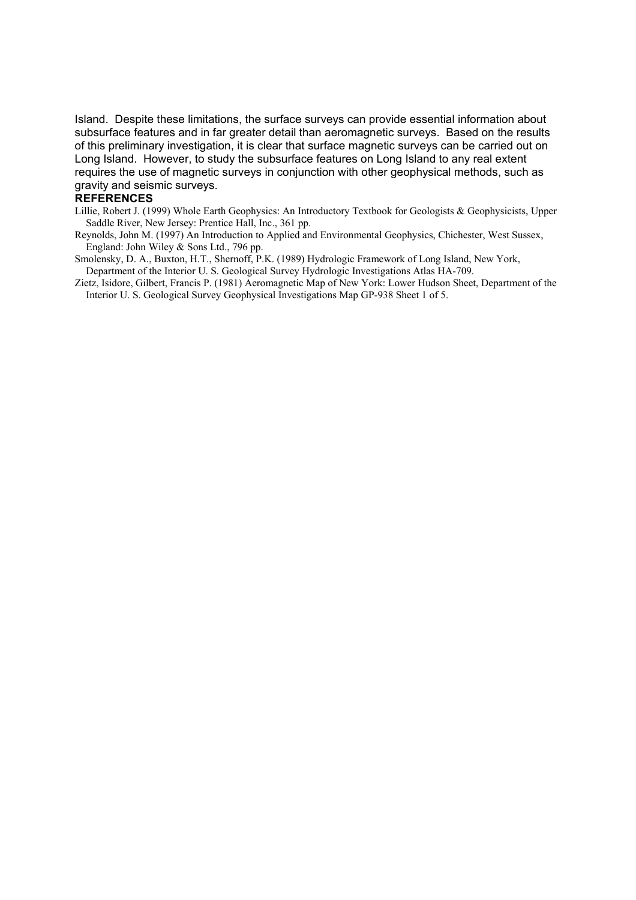Island. Despite these limitations, the surface surveys can provide essential information about subsurface features and in far greater detail than aeromagnetic surveys. Based on the results of this preliminary investigation, it is clear that surface magnetic surveys can be carried out on Long Island. However, to study the subsurface features on Long Island to any real extent requires the use of magnetic surveys in conjunction with other geophysical methods, such as gravity and seismic surveys.

**REFERENCES**

Lillie, Robert J. (1999) Whole Earth Geophysics: An Introductory Textbook for Geologists & Geophysicists, Upper Saddle River, New Jersey: Prentice Hall, Inc., 361 pp.

Reynolds, John M. (1997) An Introduction to Applied and Environmental Geophysics, Chichester, West Sussex, England: John Wiley & Sons Ltd., 796 pp.

Smolensky, D. A., Buxton, H.T., Shernoff, P.K. (1989) Hydrologic Framework of Long Island, New York, Department of the Interior U. S. Geological Survey Hydrologic Investigations Atlas HA-709.

Zietz, Isidore, Gilbert, Francis P. (1981) Aeromagnetic Map of New York: Lower Hudson Sheet, Department of the Interior U. S. Geological Survey Geophysical Investigations Map GP-938 Sheet 1 of 5.